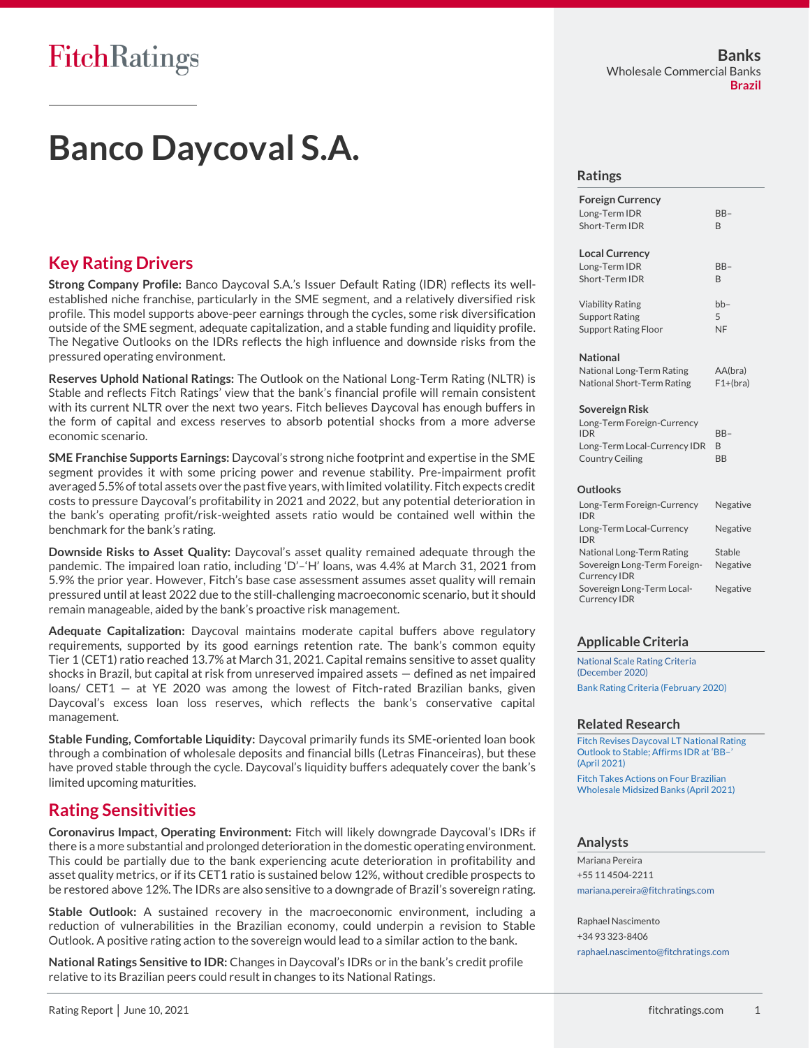# Banco Daycoval S.A.

Banks
Wholesale Commercial Banks
Brazil

## Key Rating Drivers

**Strong Company Profile:** Banco Daycoval S.A.'s Issuer Default Rating (IDR) reflects its well-established niche franchise, particularly in the SME segment, and a relatively diversified risk profile. This model supports above-peer earnings through the cycles, some risk diversification outside of the SME segment, adequate capitalization, and a stable funding and liquidity profile. The Negative Outlooks on the IDRs reflects the high influence and downside risks from the pressured operating environment.

**Reserves Uphold National Ratings:** The Outlook on the National Long-Term Rating (NLTR) is Stable and reflects Fitch Ratings' view that the bank's financial profile will remain consistent with its current NLTR over the next two years. Fitch believes Daycoval has enough buffers in the form of capital and excess reserves to absorb potential shocks from a more adverse economic scenario.

**SME Franchise Supports Earnings:** Daycoval's strong niche footprint and expertise in the SME segment provides it with some pricing power and revenue stability. Pre-impairment profit averaged 5.5% of total assets over the past five years, with limited volatility. Fitch expects credit costs to pressure Daycoval's profitability in 2021 and 2022, but any potential deterioration in the bank's operating profit/risk-weighted assets ratio would be contained well within the benchmark for the bank's rating.

**Downside Risks to Asset Quality:** Daycoval's asset quality remained adequate through the pandemic. The impaired loan ratio, including 'D'–'H' loans, was 4.4% at March 31, 2021 from 5.9% the prior year. However, Fitch's base case assessment assumes asset quality will remain pressured until at least 2022 due to the still-challenging macroeconomic scenario, but it should remain manageable, aided by the bank's proactive risk management.

**Adequate Capitalization:** Daycoval maintains moderate capital buffers above regulatory requirements, supported by its good earnings retention rate. The bank's common equity Tier 1 (CET1) ratio reached 13.7% at March 31, 2021. Capital remains sensitive to asset quality shocks in Brazil, but capital at risk from unreserved impaired assets — defined as net impaired loans/ CET1 — at YE 2020 was among the lowest of Fitch-rated Brazilian banks, given Daycoval's excess loan loss reserves, which reflects the bank's conservative capital management.

**Stable Funding, Comfortable Liquidity:** Daycoval primarily funds its SME-oriented loan book through a combination of wholesale deposits and financial bills (Letras Financeiras), but these have proved stable through the cycle. Daycoval's liquidity buffers adequately cover the bank's limited upcoming maturities.

## Rating Sensitivities

**Coronavirus Impact, Operating Environment:** Fitch will likely downgrade Daycoval's IDRs if there is a more substantial and prolonged deterioration in the domestic operating environment. This could be partially due to the bank experiencing acute deterioration in profitability and asset quality metrics, or if its CET1 ratio is sustained below 12%, without credible prospects to be restored above 12%. The IDRs are also sensitive to a downgrade of Brazil's sovereign rating.

**Stable Outlook:** A sustained recovery in the macroeconomic environment, including a reduction of vulnerabilities in the Brazilian economy, could underpin a revision to Stable Outlook. A positive rating action to the sovereign would lead to a similar action to the bank.

**National Ratings Sensitive to IDR:** Changes in Daycoval's IDRs or in the bank's credit profile relative to its Brazilian peers could result in changes to its National Ratings.

## Ratings

| | |
|---|---|
| **Foreign Currency** | |
| Long-Term IDR | BB– |
| Short-Term IDR | B |
| **Local Currency** | |
| Long-Term IDR | BB– |
| Short-Term IDR | B |
| Viability Rating | bb– |
| Support Rating | 5 |
| Support Rating Floor | NF |
| **National** | |
| National Long-Term Rating | AA(bra) |
| National Short-Term Rating | F1+(bra) |
| **Sovereign Risk** | |
| Long-Term Foreign-Currency IDR | BB– |
| Long-Term Local-Currency IDR | B |
| Country Ceiling | BB |

## Outlooks

| | |
|---|---|
| Long-Term Foreign-Currency IDR | Negative |
| Long-Term Local-Currency IDR | Negative |
| National Long-Term Rating | Stable |
| Sovereign Long-Term Foreign-Currency IDR | Negative |
| Sovereign Long-Term Local-Currency IDR | Negative |

## Applicable Criteria

National Scale Rating Criteria (December 2020)

Bank Rating Criteria (February 2020)

## Related Research

Fitch Revises Daycoval LT National Rating Outlook to Stable; Affirms IDR at 'BB–' (April 2021)

Fitch Takes Actions on Four Brazilian Wholesale Midsized Banks (April 2021)

## Analysts

Mariana Pereira
+55 11 4504-2211
mariana.pereira@fitchratings.com

Raphael Nascimento
+34 93 323-8406
raphael.nascimento@fitchratings.com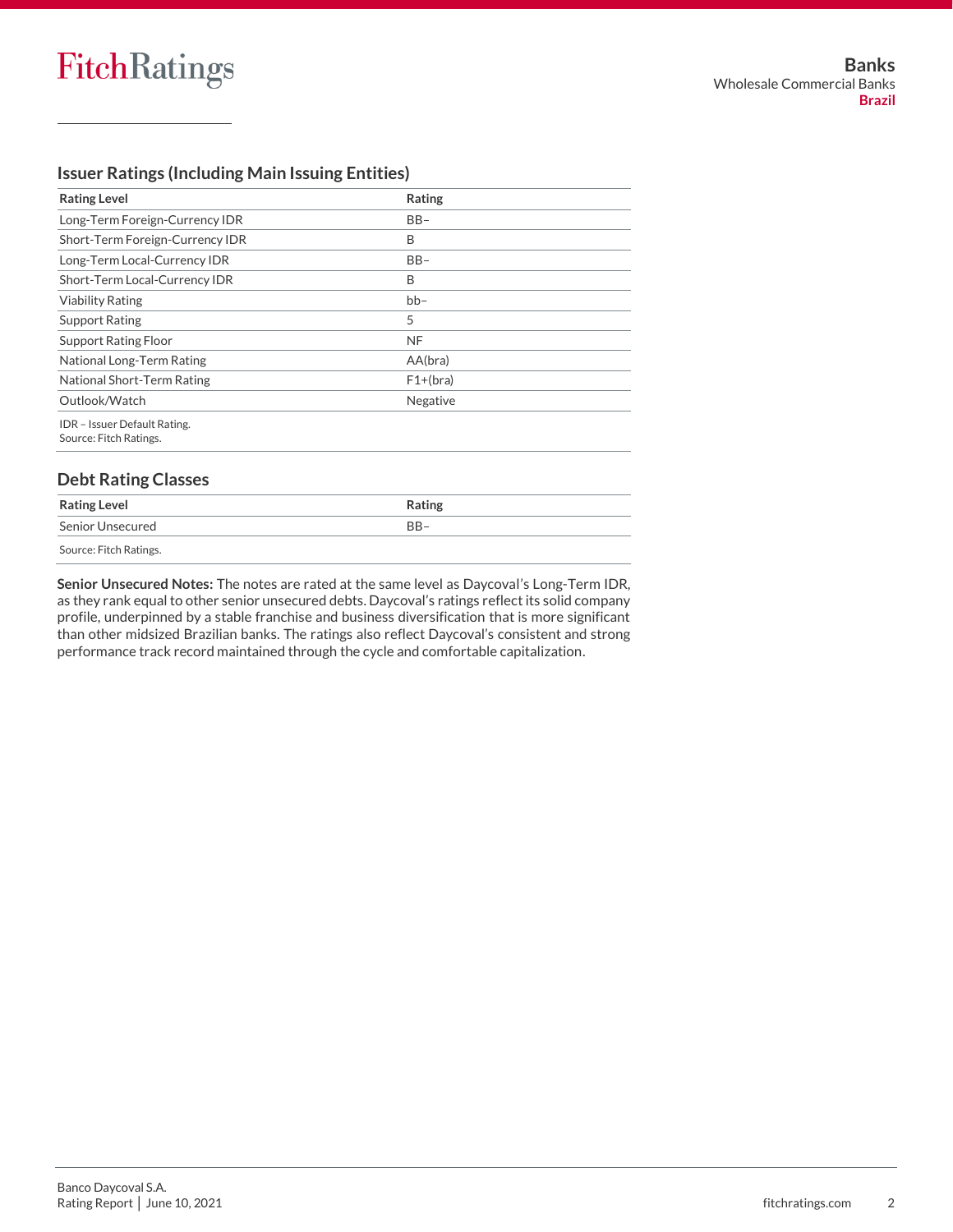## Issuer Ratings (Including Main Issuing Entities)

| Rating Level | Rating |
|---|---|
| Long-Term Foreign-Currency IDR | BB– |
| Short-Term Foreign-Currency IDR | B |
| Long-Term Local-Currency IDR | BB– |
| Short-Term Local-Currency IDR | B |
| Viability Rating | bb– |
| Support Rating | 5 |
| Support Rating Floor | NF |
| National Long-Term Rating | AA(bra) |
| National Short-Term Rating | F1+(bra) |
| Outlook/Watch | Negative |

IDR – Issuer Default Rating.
Source: Fitch Ratings.

## Debt Rating Classes

| Rating Level | Rating |
|---|---|
| Senior Unsecured | BB– |

Source: Fitch Ratings.

**Senior Unsecured Notes:** The notes are rated at the same level as Daycoval's Long-Term IDR, as they rank equal to other senior unsecured debts. Daycoval's ratings reflect its solid company profile, underpinned by a stable franchise and business diversification that is more significant than other midsized Brazilian banks. The ratings also reflect Daycoval's consistent and strong performance track record maintained through the cycle and comfortable capitalization.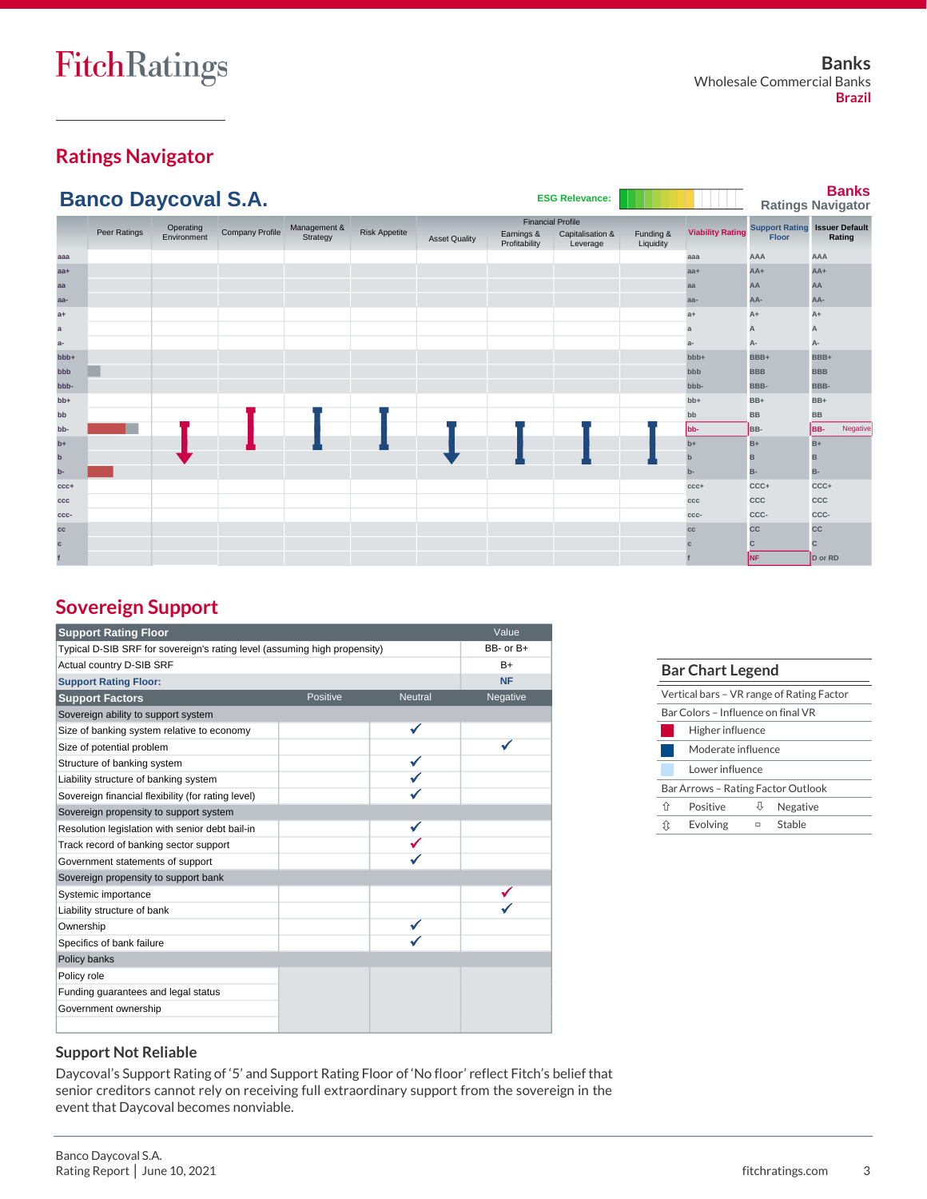# Ratings Navigator

## Banco Daycoval S.A.

ESG Relevance:

**Banks Ratings Navigator**

| | Peer Ratings | Operating Environment | Company Profile | Management & Strategy | Risk Appetite | Asset Quality | Earnings & Profitability | Capitalisation & Leverage | Funding & Liquidity | Viability Rating | Support Rating Floor | Issuer Default Rating |
|---|---|---|---|---|---|---|---|---|---|---|---|---|
| aaa | | | | | | | | | | aaa | AAA | AAA |
| aa+ | | | | | | | | | | aa+ | AA+ | AA+ |
| aa | | | | | | | | | | aa | AA | AA |
| aa- | | | | | | | | | | aa- | AA- | AA- |
| a+ | | | | | | | | | | a+ | A+ | A+ |
| a | | | | | | | | | | a | A | A |
| a- | | | | | | | | | | a- | A- | A- |
| bbb+ | | | | | | | | | | bbb+ | BBB+ | BBB+ |
| bbb | | | | | | | | | | bbb | BBB | BBB |
| bbb- | | | | | | | | | | bbb- | BBB- | BBB- |
| bb+ | | | | | | | | | | bb+ | BB+ | BB+ |
| bb | | | | | | | | | | bb | BB | BB |
| bb- | | | | | | | | | | bb- | BB- | BB- Negative |
| b+ | | | | | | | | | | b+ | B+ | B+ |
| b | | | | | | | | | | b | B | B |
| b- | | | | | | | | | | b- | B- | B- |
| ccc+ | | | | | | | | | | ccc+ | CCC+ | CCC+ |
| ccc | | | | | | | | | | ccc | CCC | CCC |
| ccc- | | | | | | | | | | ccc- | CCC- | CCC- |
| cc | | | | | | | | | | cc | CC | CC |
| c | | | | | | | | | | c | C | C |
| f | | | | | | | | | | f | NF | D or RD |

# Sovereign Support

| Support Rating Floor | | | Value |
|---|---|---|---|
| Typical D-SIB SRF for sovereign's rating level (assuming high propensity) | | | BB- or B+ |
| Actual country D-SIB SRF | | | B+ |
| **Support Rating Floor:** | | | **NF** |
| **Support Factors** | **Positive** | **Neutral** | **Negative** |
| Sovereign ability to support system | | | |
| Size of banking system relative to economy | | ✓ | |
| Size of potential problem | | | ✓ |
| Structure of banking system | | ✓ | |
| Liability structure of banking system | | ✓ | |
| Sovereign financial flexibility (for rating level) | | ✓ | |
| Sovereign propensity to support system | | | |
| Resolution legislation with senior debt bail-in | | ✓ | |
| Track record of banking sector support | | ✓ | |
| Government statements of support | | ✓ | |
| Sovereign propensity to support bank | | | |
| Systemic importance | | | ✓ |
| Liability structure of bank | | | ✓ |
| Ownership | | ✓ | |
| Specifics of bank failure | | ✓ | |
| Policy banks | | | |
| Policy role | | | |
| Funding guarantees and legal status | | | |
| Government ownership | | | |

### Bar Chart Legend

Vertical bars – VR range of Rating Factor

Bar Colors – Influence on final VR

- Higher influence
- Moderate influence
- Lower influence

Bar Arrows – Rating Factor Outlook

| | | | |
|---|---|---|---|
| ⇧ | Positive | ⇩ | Negative |
| ⇳ | Evolving | □ | Stable |

### Support Not Reliable

Daycoval's Support Rating of '5' and Support Rating Floor of 'No floor' reflect Fitch's belief that senior creditors cannot rely on receiving full extraordinary support from the sovereign in the event that Daycoval becomes nonviable.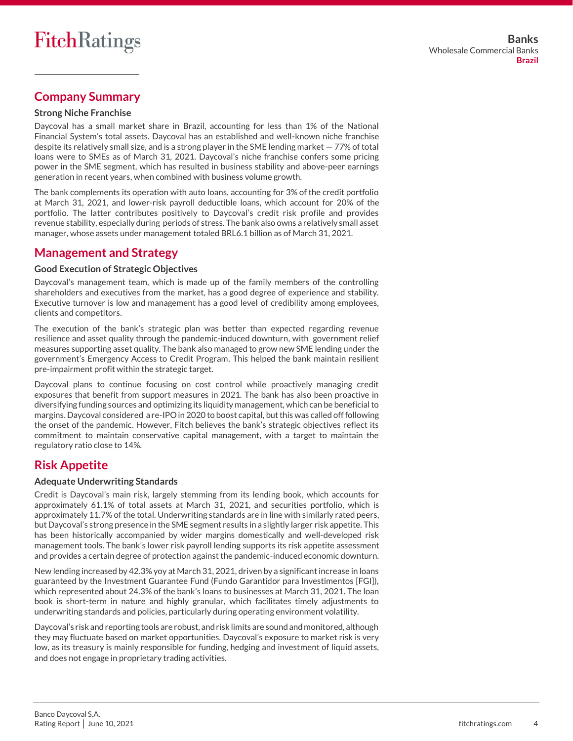## Company Summary

### Strong Niche Franchise

Daycoval has a small market share in Brazil, accounting for less than 1% of the National Financial System's total assets. Daycoval has an established and well-known niche franchise despite its relatively small size, and is a strong player in the SME lending market — 77% of total loans were to SMEs as of March 31, 2021. Daycoval's niche franchise confers some pricing power in the SME segment, which has resulted in business stability and above-peer earnings generation in recent years, when combined with business volume growth.

The bank complements its operation with auto loans, accounting for 3% of the credit portfolio at March 31, 2021, and lower-risk payroll deductible loans, which account for 20% of the portfolio. The latter contributes positively to Daycoval's credit risk profile and provides revenue stability, especially during periods of stress. The bank also owns a relatively small asset manager, whose assets under management totaled BRL6.1 billion as of March 31, 2021.

## Management and Strategy

### Good Execution of Strategic Objectives

Daycoval's management team, which is made up of the family members of the controlling shareholders and executives from the market, has a good degree of experience and stability. Executive turnover is low and management has a good level of credibility among employees, clients and competitors.

The execution of the bank's strategic plan was better than expected regarding revenue resilience and asset quality through the pandemic-induced downturn, with government relief measures supporting asset quality. The bank also managed to grow new SME lending under the government's Emergency Access to Credit Program. This helped the bank maintain resilient pre-impairment profit within the strategic target.

Daycoval plans to continue focusing on cost control while proactively managing credit exposures that benefit from support measures in 2021. The bank has also been proactive in diversifying funding sources and optimizing its liquidity management, which can be beneficial to margins. Daycoval considered a re-IPO in 2020 to boost capital, but this was called off following the onset of the pandemic. However, Fitch believes the bank's strategic objectives reflect its commitment to maintain conservative capital management, with a target to maintain the regulatory ratio close to 14%.

## Risk Appetite

### Adequate Underwriting Standards

Credit is Daycoval's main risk, largely stemming from its lending book, which accounts for approximately 61.1% of total assets at March 31, 2021, and securities portfolio, which is approximately 11.7% of the total. Underwriting standards are in line with similarly rated peers, but Daycoval's strong presence in the SME segment results in a slightly larger risk appetite. This has been historically accompanied by wider margins domestically and well-developed risk management tools. The bank's lower risk payroll lending supports its risk appetite assessment and provides a certain degree of protection against the pandemic-induced economic downturn.

New lending increased by 42.3% yoy at March 31, 2021, driven by a significant increase in loans guaranteed by the Investment Guarantee Fund (Fundo Garantidor para Investimentos [FGI]), which represented about 24.3% of the bank's loans to businesses at March 31, 2021. The loan book is short-term in nature and highly granular, which facilitates timely adjustments to underwriting standards and policies, particularly during operating environment volatility.

Daycoval's risk and reporting tools are robust, and risk limits are sound and monitored, although they may fluctuate based on market opportunities. Daycoval's exposure to market risk is very low, as its treasury is mainly responsible for funding, hedging and investment of liquid assets, and does not engage in proprietary trading activities.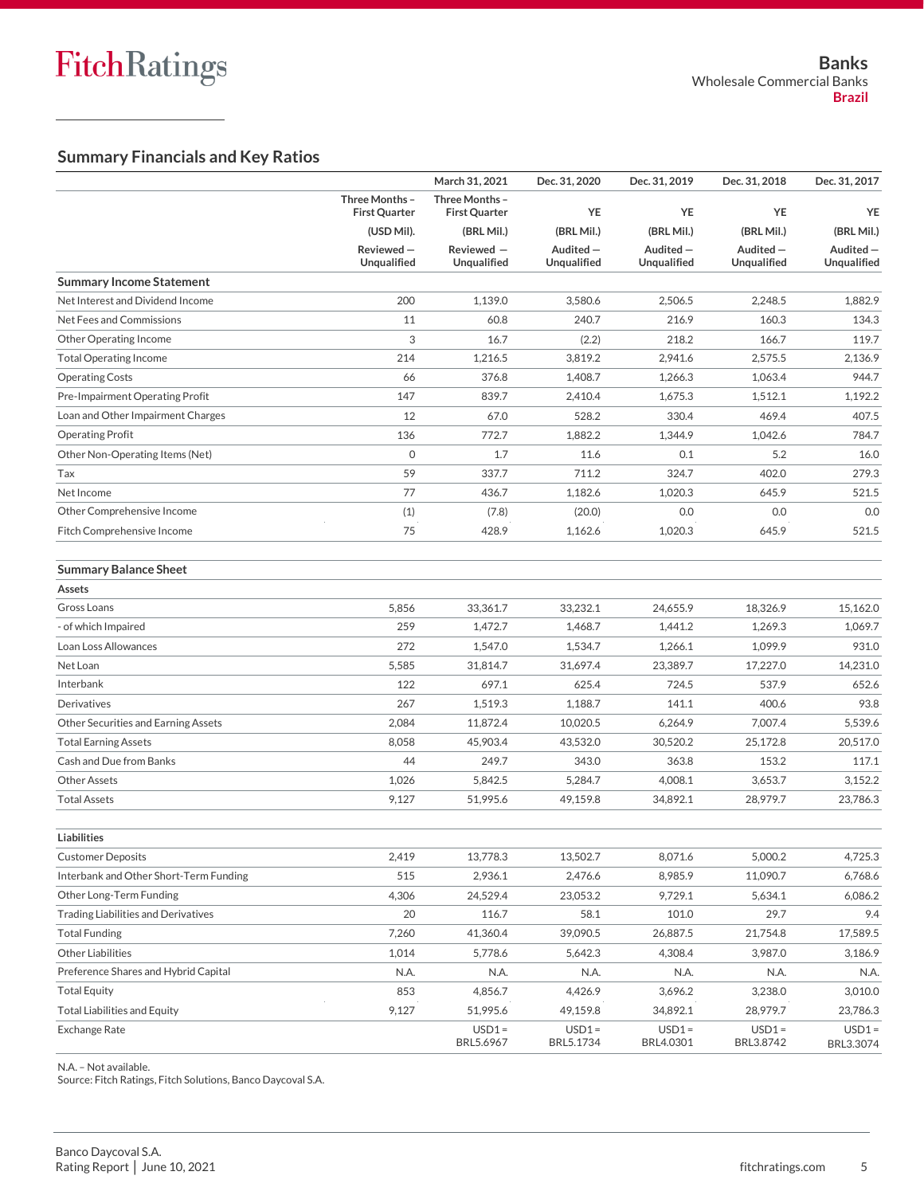## Summary Financials and Key Ratios

| | | March 31, 2021 | Dec. 31, 2020 | Dec. 31, 2019 | Dec. 31, 2018 | Dec. 31, 2017 |
|---|---|---|---|---|---|---|
| | Three Months – First Quarter | Three Months – First Quarter | YE | YE | YE | YE |
| | (USD Mil). | (BRL Mil.) | (BRL Mil.) | (BRL Mil.) | (BRL Mil.) | (BRL Mil.) |
| | Reviewed — Unqualified | Reviewed — Unqualified | Audited — Unqualified | Audited — Unqualified | Audited — Unqualified | Audited — Unqualified |
| **Summary Income Statement** | | | | | | |
| Net Interest and Dividend Income | 200 | 1,139.0 | 3,580.6 | 2,506.5 | 2,248.5 | 1,882.9 |
| Net Fees and Commissions | 11 | 60.8 | 240.7 | 216.9 | 160.3 | 134.3 |
| Other Operating Income | 3 | 16.7 | (2.2) | 218.2 | 166.7 | 119.7 |
| Total Operating Income | 214 | 1,216.5 | 3,819.2 | 2,941.6 | 2,575.5 | 2,136.9 |
| Operating Costs | 66 | 376.8 | 1,408.7 | 1,266.3 | 1,063.4 | 944.7 |
| Pre-Impairment Operating Profit | 147 | 839.7 | 2,410.4 | 1,675.3 | 1,512.1 | 1,192.2 |
| Loan and Other Impairment Charges | 12 | 67.0 | 528.2 | 330.4 | 469.4 | 407.5 |
| Operating Profit | 136 | 772.7 | 1,882.2 | 1,344.9 | 1,042.6 | 784.7 |
| Other Non-Operating Items (Net) | 0 | 1.7 | 11.6 | 0.1 | 5.2 | 16.0 |
| Tax | 59 | 337.7 | 711.2 | 324.7 | 402.0 | 279.3 |
| Net Income | 77 | 436.7 | 1,182.6 | 1,020.3 | 645.9 | 521.5 |
| Other Comprehensive Income | (1) | (7.8) | (20.0) | 0.0 | 0.0 | 0.0 |
| Fitch Comprehensive Income | 75 | 428.9 | 1,162.6 | 1,020.3 | 645.9 | 521.5 |
| | | | | | | |
| **Summary Balance Sheet** | | | | | | |
| **Assets** | | | | | | |
| Gross Loans | 5,856 | 33,361.7 | 33,232.1 | 24,655.9 | 18,326.9 | 15,162.0 |
| - of which Impaired | 259 | 1,472.7 | 1,468.7 | 1,441.2 | 1,269.3 | 1,069.7 |
| Loan Loss Allowances | 272 | 1,547.0 | 1,534.7 | 1,266.1 | 1,099.9 | 931.0 |
| Net Loan | 5,585 | 31,814.7 | 31,697.4 | 23,389.7 | 17,227.0 | 14,231.0 |
| Interbank | 122 | 697.1 | 625.4 | 724.5 | 537.9 | 652.6 |
| Derivatives | 267 | 1,519.3 | 1,188.7 | 141.1 | 400.6 | 93.8 |
| Other Securities and Earning Assets | 2,084 | 11,872.4 | 10,020.5 | 6,264.9 | 7,007.4 | 5,539.6 |
| Total Earning Assets | 8,058 | 45,903.4 | 43,532.0 | 30,520.2 | 25,172.8 | 20,517.0 |
| Cash and Due from Banks | 44 | 249.7 | 343.0 | 363.8 | 153.2 | 117.1 |
| Other Assets | 1,026 | 5,842.5 | 5,284.7 | 4,008.1 | 3,653.7 | 3,152.2 |
| Total Assets | 9,127 | 51,995.6 | 49,159.8 | 34,892.1 | 28,979.7 | 23,786.3 |
| | | | | | | |
| **Liabilities** | | | | | | |
| Customer Deposits | 2,419 | 13,778.3 | 13,502.7 | 8,071.6 | 5,000.2 | 4,725.3 |
| Interbank and Other Short-Term Funding | 515 | 2,936.1 | 2,476.6 | 8,985.9 | 11,090.7 | 6,768.6 |
| Other Long-Term Funding | 4,306 | 24,529.4 | 23,053.2 | 9,729.1 | 5,634.1 | 6,086.2 |
| Trading Liabilities and Derivatives | 20 | 116.7 | 58.1 | 101.0 | 29.7 | 9.4 |
| Total Funding | 7,260 | 41,360.4 | 39,090.5 | 26,887.5 | 21,754.8 | 17,589.5 |
| Other Liabilities | 1,014 | 5,778.6 | 5,642.3 | 4,308.4 | 3,987.0 | 3,186.9 |
| Preference Shares and Hybrid Capital | N.A. | N.A. | N.A. | N.A. | N.A. | N.A. |
| Total Equity | 853 | 4,856.7 | 4,426.9 | 3,696.2 | 3,238.0 | 3,010.0 |
| Total Liabilities and Equity | 9,127 | 51,995.6 | 49,159.8 | 34,892.1 | 28,979.7 | 23,786.3 |
| Exchange Rate | | USD1 = BRL5.6967 | USD1 = BRL5.1734 | USD1 = BRL4.0301 | USD1 = BRL3.8742 | USD1 = BRL3.3074 |

N.A. – Not available.
Source: Fitch Ratings, Fitch Solutions, Banco Daycoval S.A.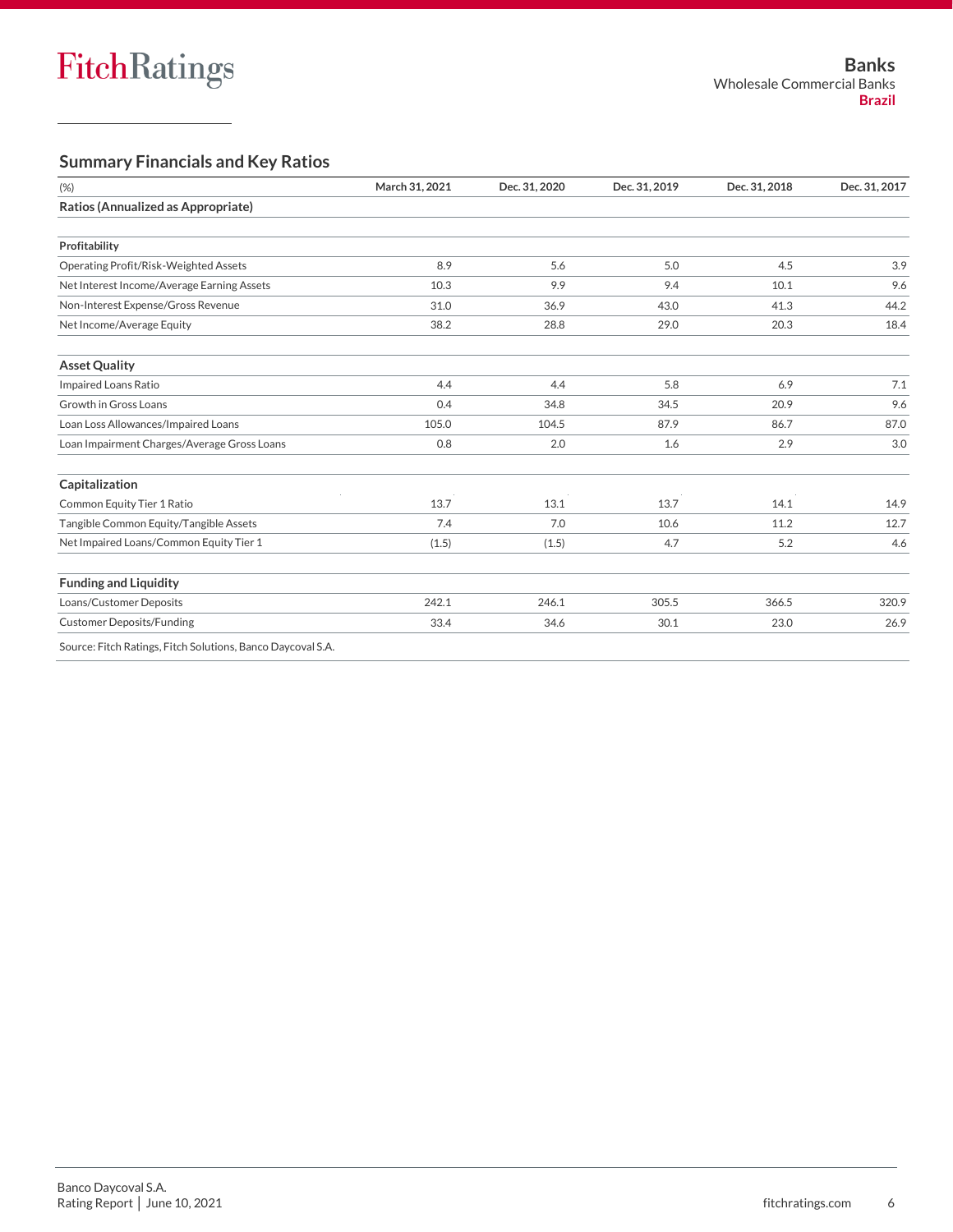## Summary Financials and Key Ratios

| (%) | March 31, 2021 | Dec. 31, 2020 | Dec. 31, 2019 | Dec. 31, 2018 | Dec. 31, 2017 |
|---|---|---|---|---|---|
| **Ratios (Annualized as Appropriate)** | | | | | |
| | | | | | |
| **Profitability** | | | | | |
| Operating Profit/Risk-Weighted Assets | 8.9 | 5.6 | 5.0 | 4.5 | 3.9 |
| Net Interest Income/Average Earning Assets | 10.3 | 9.9 | 9.4 | 10.1 | 9.6 |
| Non-Interest Expense/Gross Revenue | 31.0 | 36.9 | 43.0 | 41.3 | 44.2 |
| Net Income/Average Equity | 38.2 | 28.8 | 29.0 | 20.3 | 18.4 |
| | | | | | |
| **Asset Quality** | | | | | |
| Impaired Loans Ratio | 4.4 | 4.4 | 5.8 | 6.9 | 7.1 |
| Growth in Gross Loans | 0.4 | 34.8 | 34.5 | 20.9 | 9.6 |
| Loan Loss Allowances/Impaired Loans | 105.0 | 104.5 | 87.9 | 86.7 | 87.0 |
| Loan Impairment Charges/Average Gross Loans | 0.8 | 2.0 | 1.6 | 2.9 | 3.0 |
| | | | | | |
| **Capitalization** | | | | | |
| Common Equity Tier 1 Ratio | 13.7 | 13.1 | 13.7 | 14.1 | 14.9 |
| Tangible Common Equity/Tangible Assets | 7.4 | 7.0 | 10.6 | 11.2 | 12.7 |
| Net Impaired Loans/Common Equity Tier 1 | (1.5) | (1.5) | 4.7 | 5.2 | 4.6 |
| | | | | | |
| **Funding and Liquidity** | | | | | |
| Loans/Customer Deposits | 242.1 | 246.1 | 305.5 | 366.5 | 320.9 |
| Customer Deposits/Funding | 33.4 | 34.6 | 30.1 | 23.0 | 26.9 |

Source: Fitch Ratings, Fitch Solutions, Banco Daycoval S.A.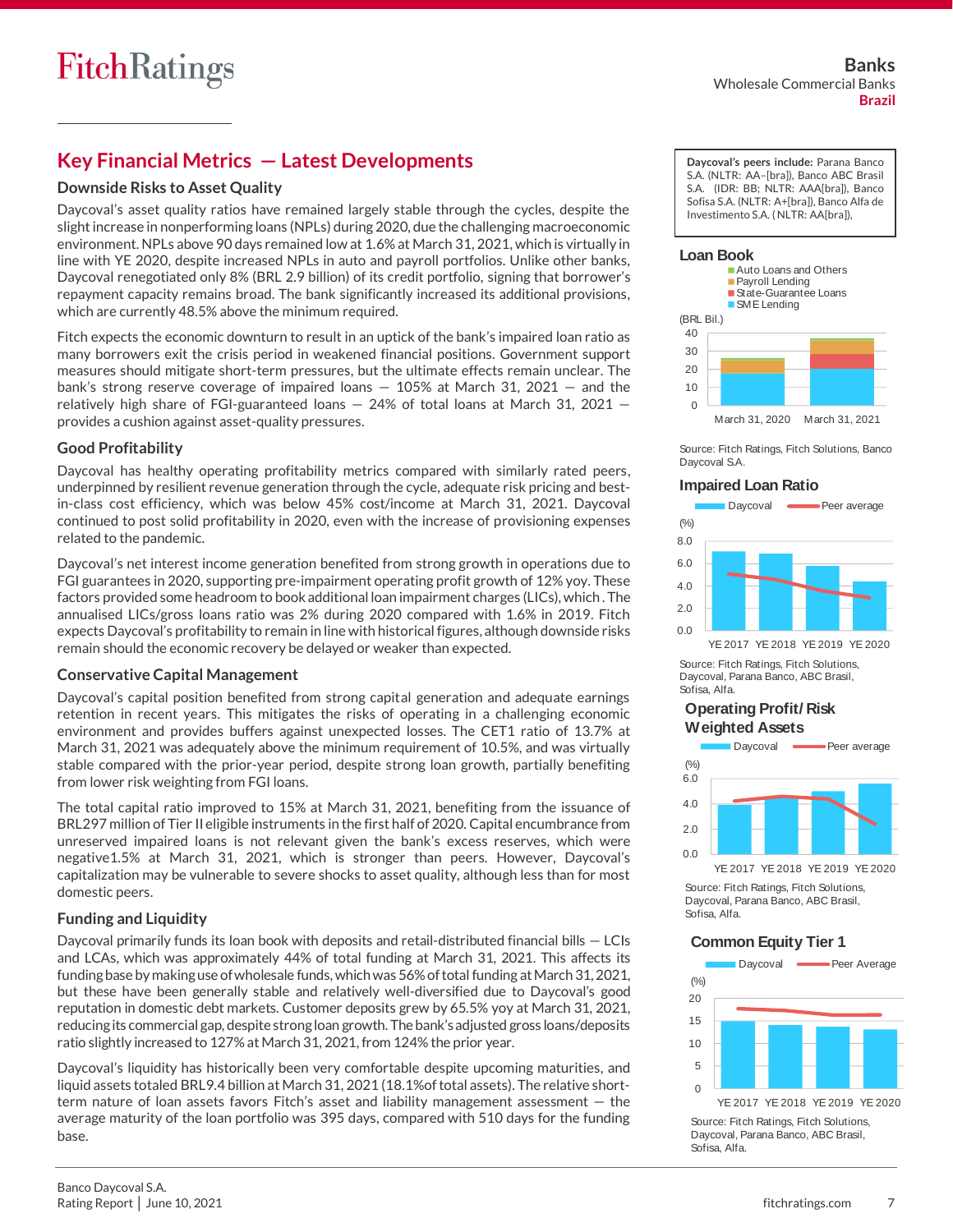## Key Financial Metrics — Latest Developments

### Downside Risks to Asset Quality

Daycoval's asset quality ratios have remained largely stable through the cycles, despite the slight increase in nonperforming loans (NPLs) during 2020, due the challenging macroeconomic environment. NPLs above 90 days remained low at 1.6% at March 31, 2021, which is virtually in line with YE 2020, despite increased NPLs in auto and payroll portfolios. Unlike other banks, Daycoval renegotiated only 8% (BRL 2.9 billion) of its credit portfolio, signing that borrower's repayment capacity remains broad. The bank significantly increased its additional provisions, which are currently 48.5% above the minimum required.

Fitch expects the economic downturn to result in an uptick of the bank's impaired loan ratio as many borrowers exit the crisis period in weakened financial positions. Government support measures should mitigate short-term pressures, but the ultimate effects remain unclear. The bank's strong reserve coverage of impaired loans — 105% at March 31, 2021 — and the relatively high share of FGI-guaranteed loans — 24% of total loans at March 31, 2021 — provides a cushion against asset-quality pressures.

### Good Profitability

Daycoval has healthy operating profitability metrics compared with similarly rated peers, underpinned by resilient revenue generation through the cycle, adequate risk pricing and best-in-class cost efficiency, which was below 45% cost/income at March 31, 2021. Daycoval continued to post solid profitability in 2020, even with the increase of provisioning expenses related to the pandemic.

Daycoval's net interest income generation benefited from strong growth in operations due to FGI guarantees in 2020, supporting pre-impairment operating profit growth of 12% yoy. These factors provided some headroom to book additional loan impairment charges (LICs), which . The annualised LICs/gross loans ratio was 2% during 2020 compared with 1.6% in 2019. Fitch expects Daycoval's profitability to remain in line with historical figures, although downside risks remain should the economic recovery be delayed or weaker than expected.

### Conservative Capital Management

Daycoval's capital position benefited from strong capital generation and adequate earnings retention in recent years. This mitigates the risks of operating in a challenging economic environment and provides buffers against unexpected losses. The CET1 ratio of 13.7% at March 31, 2021 was adequately above the minimum requirement of 10.5%, and was virtually stable compared with the prior-year period, despite strong loan growth, partially benefiting from lower risk weighting from FGI loans.

The total capital ratio improved to 15% at March 31, 2021, benefiting from the issuance of BRL297 million of Tier II eligible instruments in the first half of 2020. Capital encumbrance from unreserved impaired loans is not relevant given the bank's excess reserves, which were negative1.5% at March 31, 2021, which is stronger than peers. However, Daycoval's capitalization may be vulnerable to severe shocks to asset quality, although less than for most domestic peers.

### Funding and Liquidity

Daycoval primarily funds its loan book with deposits and retail-distributed financial bills — LCIs and LCAs, which was approximately 44% of total funding at March 31, 2021. This affects its funding base by making use of wholesale funds, which was 56% of total funding at March 31, 2021, but these have been generally stable and relatively well-diversified due to Daycoval's good reputation in domestic debt markets. Customer deposits grew by 65.5% yoy at March 31, 2021, reducing its commercial gap, despite strong loan growth. The bank's adjusted gross loans/deposits ratio slightly increased to 127% at March 31, 2021, from 124% the prior year.

Daycoval's liquidity has historically been very comfortable despite upcoming maturities, and liquid assets totaled BRL9.4 billion at March 31, 2021 (18.1%of total assets). The relative short-term nature of loan assets favors Fitch's asset and liability management assessment — the average maturity of the loan portfolio was 395 days, compared with 510 days for the funding base.

**Daycoval's peers include:** Parana Banco S.A. (NLTR: AA−[bra]), Banco ABC Brasil S.A. (IDR: BB; NLTR: AAA[bra]), Banco Sofisa S.A. (NLTR: A+[bra]), Banco Alfa de Investimento S.A. ( NLTR: AA[bra]),

**Loan Book**

Source: Fitch Ratings, Fitch Solutions, Banco Daycoval S.A.

**Impaired Loan Ratio**

Source: Fitch Ratings, Fitch Solutions, Daycoval, Parana Banco, ABC Brasil, Sofisa, Alfa.

**Operating Profit/ Risk Weighted Assets**

Source: Fitch Ratings, Fitch Solutions, Daycoval, Parana Banco, ABC Brasil, Sofisa, Alfa.

**Common Equity Tier 1**

Source: Fitch Ratings, Fitch Solutions, Daycoval, Parana Banco, ABC Brasil, Sofisa, Alfa.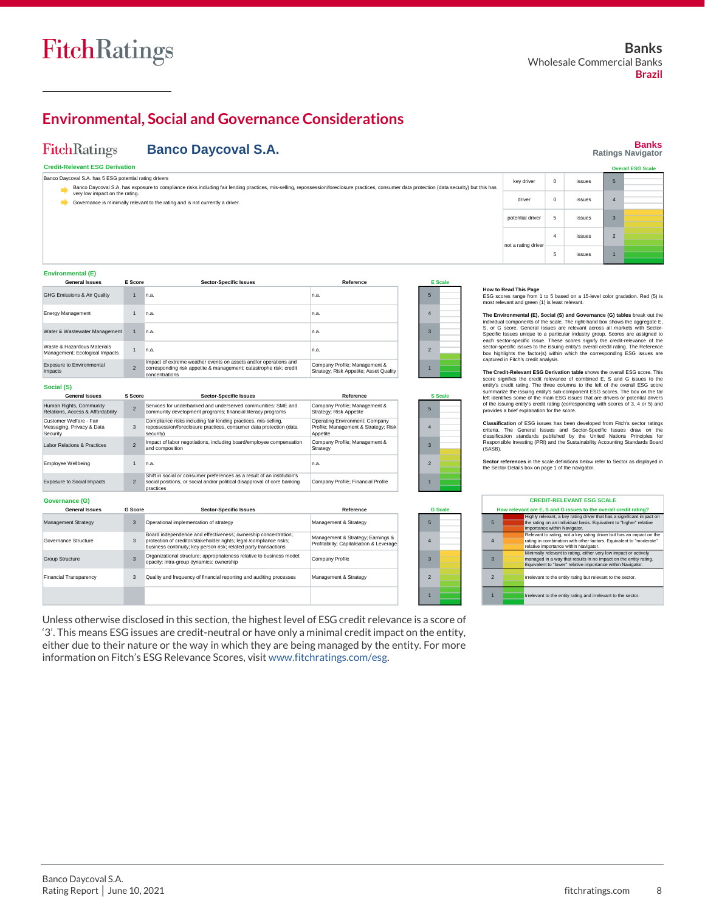Banks
Wholesale Commercial Banks
Brazil

## Environmental, Social and Governance Considerations

### Banco Daycoval S.A.

Banks
Ratings Navigator

**Credit-Relevant ESG Derivation**

Banco Daycoval S.A. has 5 ESG potential rating drivers

- Banco Daycoval S.A. has exposure to compliance risks including fair lending practices, mis-selling, repossession/foreclosure practices, consumer data protection (data security) but this has very low impact on the rating.
- Governance is minimally relevant to the rating and is not currently a driver.

| | | | Overall ESG Scale |
|---|---|---|---|
| key driver | 0 | issues | 5 |
| driver | 0 | issues | 4 |
| potential driver | 5 | issues | 3 |
| not a rating driver | 4 | issues | 2 |
| | 5 | issues | 1 |

**Environmental (E)**

| General Issues | E Score | Sector-Specific Issues | Reference | E Scale |
|---|---|---|---|---|
| GHG Emissions & Air Quality | 1 | n.a. | n.a. | 5 |
| Energy Management | 1 | n.a. | n.a. | 4 |
| Water & Wastewater Management | 1 | n.a. | n.a. | 3 |
| Waste & Hazardous Materials Management; Ecological Impacts | 1 | n.a. | n.a. | 2 |
| Exposure to Environmental Impacts | 2 | Impact of extreme weather events on assets and/or operations and corresponding risk appetite & management; catastrophe risk; credit concentrations | Company Profile; Management & Strategy; Risk Appetite; Asset Quality | 1 |

**Social (S)**

| General Issues | S Score | Sector-Specific Issues | Reference | S Scale |
|---|---|---|---|---|
| Human Rights, Community Relations, Access & Affordability | 2 | Services for underbanked and underserved communities: SME and community development programs; financial literacy programs | Company Profile; Management & Strategy; Risk Appetite | 5 |
| Customer Welfare - Fair Messaging, Privacy & Data Security | 3 | Compliance risks including fair lending practices, mis-selling, repossession/foreclosure practices, consumer data protection (data security) | Operating Environment; Company Profile; Management & Strategy; Risk Appetite | 4 |
| Labor Relations & Practices | 2 | Impact of labor negotiations, including board/employee compensation and composition | Company Profile; Management & Strategy | 3 |
| Employee Wellbeing | 1 | n.a. | n.a. | 2 |
| Exposure to Social Impacts | 2 | Shift in social or consumer preferences as a result of an institution's social positions, or social and/or political disapproval of core banking practices | Company Profile; Financial Profile | 1 |

**Governance (G)**

| General Issues | G Score | Sector-Specific Issues | Reference | G Scale |
|---|---|---|---|---|
| Management Strategy | 3 | Operational implementation of strategy | Management & Strategy | 5 |
| Governance Structure | 3 | Board independence and effectiveness; ownership concentration; protection of creditor/stakeholder rights; legal /compliance risks; business continuity; key person risk; related party transactions | Management & Strategy; Earnings & Profitability; Capitalisation & Leverage | 4 |
| Group Structure | 3 | Organizational structure; appropriateness relative to business model; opacity; intra-group dynamics; ownership | Company Profile | 3 |
| Financial Transparency | 3 | Quality and frequency of financial reporting and auditing processes | Management & Strategy | 2 |
| | | | | 1 |

**How to Read This Page**
ESG scores range from 1 to 5 based on a 15-level color gradation. Red (5) is most relevant and green (1) is least relevant.

**The Environmental (E), Social (S) and Governance (G) tables** break out the individual components of the scale. The right-hand box shows the aggregate E, S, or G score. General Issues are relevant across all markets with Sector-Specific Issues unique to a particular industry group. Scores are assigned to each sector-specific issue. These scores signify the credit-relevance of the sector-specific issues to the issuing entity's overall credit rating. The Reference box highlights the factor(s) within which the corresponding ESG issues are captured in Fitch's credit analysis.

**The Credit-Relevant ESG Derivation table** shows the overall ESG score. This score signifies the credit relevance of combined E, S and G issues to the entity's credit rating. The three columns to the left of the overall ESG score summarize the issuing entity's sub-component ESG scores. The box on the far left identifies some of the main ESG issues that are drivers or potential drivers of the issuing entity's credit rating (corresponding with scores of 3, 4 or 5) and provides a brief explanation for the score.

**Classification** of ESG issues has been developed from Fitch's sector ratings criteria. The General Issues and Sector-Specific Issues draw on the classification standards published by the United Nations Principles for Responsible Investing (PRI) and the Sustainability Accounting Standards Board (SASB).

**Sector references** in the scale definitions below refer to Sector as displayed in the Sector Details box on page 1 of the navigator.

**CREDIT-RELEVANT ESG SCALE**

How relevant are E, S and G issues to the overall credit rating?

| Score | Description |
|---|---|
| 5 | Highly relevant, a key rating driver that has a significant impact on the rating on an individual basis. Equivalent to "higher" relative importance within Navigator. |
| 4 | Relevant to rating, not a key rating driver but has an impact on the rating in combination with other factors. Equivalent to "moderate" relative importance within Navigator. |
| 3 | Minimally relevant to rating, either very low impact or actively managed in a way that results in no impact on the entity rating. Equivalent to "lower" relative importance within Navigator. |
| 2 | Irrelevant to the entity rating but relevant to the sector. |
| 1 | Irrelevant to the entity rating and irrelevant to the sector. |

Unless otherwise disclosed in this section, the highest level of ESG credit relevance is a score of '3'. This means ESG issues are credit-neutral or have only a minimal credit impact on the entity, either due to their nature or the way in which they are being managed by the entity. For more information on Fitch's ESG Relevance Scores, visit www.fitchratings.com/esg.

Banco Daycoval S.A.
Rating Report | June 10, 2021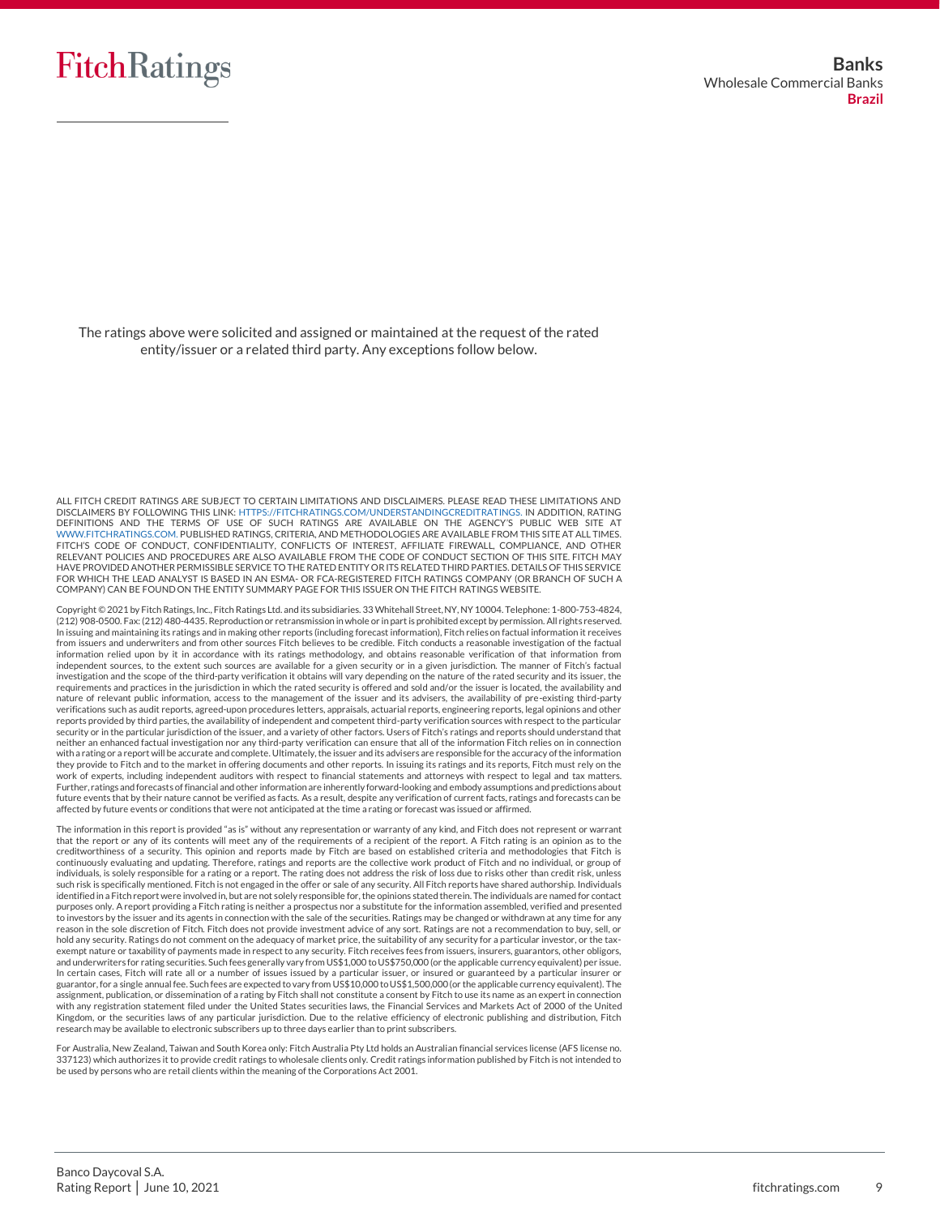The ratings above were solicited and assigned or maintained at the request of the rated entity/issuer or a related third party. Any exceptions follow below.

ALL FITCH CREDIT RATINGS ARE SUBJECT TO CERTAIN LIMITATIONS AND DISCLAIMERS. PLEASE READ THESE LIMITATIONS AND DISCLAIMERS BY FOLLOWING THIS LINK: HTTPS://FITCHRATINGS.COM/UNDERSTANDINGCREDITRATINGS. IN ADDITION, RATING DEFINITIONS AND THE TERMS OF USE OF SUCH RATINGS ARE AVAILABLE ON THE AGENCY'S PUBLIC WEB SITE AT WWW.FITCHRATINGS.COM. PUBLISHED RATINGS, CRITERIA, AND METHODOLOGIES ARE AVAILABLE FROM THIS SITE AT ALL TIMES. FITCH'S CODE OF CONDUCT, CONFIDENTIALITY, CONFLICTS OF INTEREST, AFFILIATE FIREWALL, COMPLIANCE, AND OTHER RELEVANT POLICIES AND PROCEDURES ARE ALSO AVAILABLE FROM THE CODE OF CONDUCT SECTION OF THIS SITE. FITCH MAY HAVE PROVIDED ANOTHER PERMISSIBLE SERVICE TO THE RATED ENTITY OR ITS RELATED THIRD PARTIES. DETAILS OF THIS SERVICE FOR WHICH THE LEAD ANALYST IS BASED IN AN ESMA- OR FCA-REGISTERED FITCH RATINGS COMPANY (OR BRANCH OF SUCH A COMPANY) CAN BE FOUND ON THE ENTITY SUMMARY PAGE FOR THIS ISSUER ON THE FITCH RATINGS WEBSITE.

Copyright © 2021 by Fitch Ratings, Inc., Fitch Ratings Ltd. and its subsidiaries. 33 Whitehall Street, NY, NY 10004. Telephone: 1-800-753-4824, (212) 908-0500. Fax: (212) 480-4435. Reproduction or retransmission in whole or in part is prohibited except by permission. All rights reserved. In issuing and maintaining its ratings and in making other reports (including forecast information), Fitch relies on factual information it receives from issuers and underwriters and from other sources Fitch believes to be credible. Fitch conducts a reasonable investigation of the factual information relied upon by it in accordance with its ratings methodology, and obtains reasonable verification of that information from independent sources, to the extent such sources are available for a given security or in a given jurisdiction. The manner of Fitch's factual investigation and the scope of the third-party verification it obtains will vary depending on the nature of the rated security and its issuer, the requirements and practices in the jurisdiction in which the rated security is offered and sold and/or the issuer is located, the availability and nature of relevant public information, access to the management of the issuer and its advisers, the availability of pre-existing third-party verifications such as audit reports, agreed-upon procedures letters, appraisals, actuarial reports, engineering reports, legal opinions and other reports provided by third parties, the availability of independent and competent third-party verification sources with respect to the particular security or in the particular jurisdiction of the issuer, and a variety of other factors. Users of Fitch's ratings and reports should understand that neither an enhanced factual investigation nor any third-party verification can ensure that all of the information Fitch relies on in connection with a rating or a report will be accurate and complete. Ultimately, the issuer and its advisers are responsible for the accuracy of the information they provide to Fitch and to the market in offering documents and other reports. In issuing its ratings and its reports, Fitch must rely on the work of experts, including independent auditors with respect to financial statements and attorneys with respect to legal and tax matters. Further, ratings and forecasts of financial and other information are inherently forward-looking and embody assumptions and predictions about future events that by their nature cannot be verified as facts. As a result, despite any verification of current facts, ratings and forecasts can be affected by future events or conditions that were not anticipated at the time a rating or forecast was issued or affirmed.

The information in this report is provided "as is" without any representation or warranty of any kind, and Fitch does not represent or warrant that the report or any of its contents will meet any of the requirements of a recipient of the report. A Fitch rating is an opinion as to the creditworthiness of a security. This opinion and reports made by Fitch are based on established criteria and methodologies that Fitch is continuously evaluating and updating. Therefore, ratings and reports are the collective work product of Fitch and no individual, or group of individuals, is solely responsible for a rating or a report. The rating does not address the risk of loss due to risks other than credit risk, unless such risk is specifically mentioned. Fitch is not engaged in the offer or sale of any security. All Fitch reports have shared authorship. Individuals identified in a Fitch report were involved in, but are not solely responsible for, the opinions stated therein. The individuals are named for contact purposes only. A report providing a Fitch rating is neither a prospectus nor a substitute for the information assembled, verified and presented to investors by the issuer and its agents in connection with the sale of the securities. Ratings may be changed or withdrawn at any time for any reason in the sole discretion of Fitch. Fitch does not provide investment advice of any sort. Ratings are not a recommendation to buy, sell, or hold any security. Ratings do not comment on the adequacy of market price, the suitability of any security for a particular investor, or the tax-exempt nature or taxability of payments made in respect to any security. Fitch receives fees from issuers, insurers, guarantors, other obligors, and underwriters for rating securities. Such fees generally vary from US$1,000 to US$750,000 (or the applicable currency equivalent) per issue. In certain cases, Fitch will rate all or a number of issues issued by a particular issuer, or insured or guaranteed by a particular insurer or guarantor, for a single annual fee. Such fees are expected to vary from US$10,000 to US$1,500,000 (or the applicable currency equivalent). The assignment, publication, or dissemination of a rating by Fitch shall not constitute a consent by Fitch to use its name as an expert in connection with any registration statement filed under the United States securities laws, the Financial Services and Markets Act of 2000 of the United Kingdom, or the securities laws of any particular jurisdiction. Due to the relative efficiency of electronic publishing and distribution, Fitch research may be available to electronic subscribers up to three days earlier than to print subscribers.

For Australia, New Zealand, Taiwan and South Korea only: Fitch Australia Pty Ltd holds an Australian financial services license (AFS license no. 337123) which authorizes it to provide credit ratings to wholesale clients only. Credit ratings information published by Fitch is not intended to be used by persons who are retail clients within the meaning of the Corporations Act 2001.